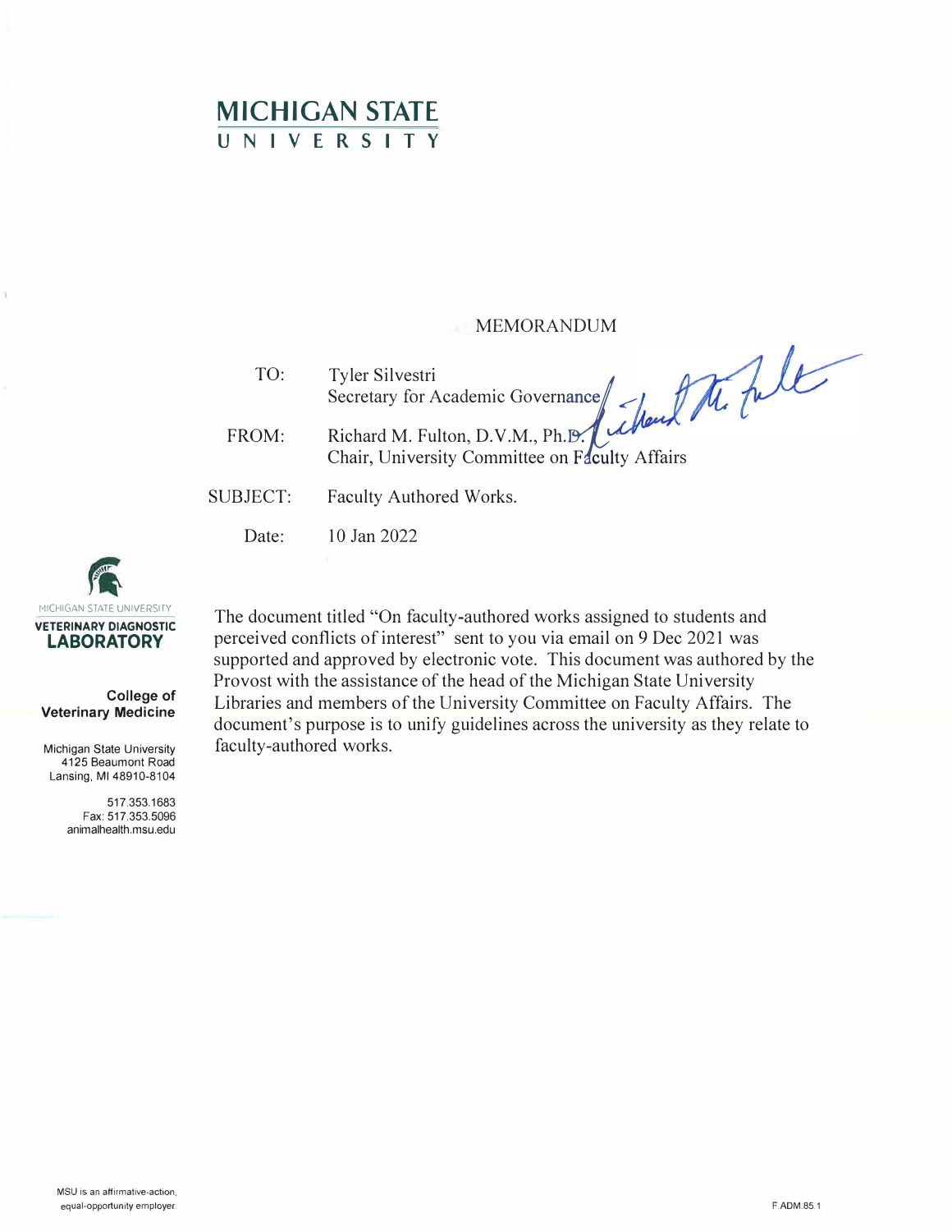# MICHIGAN STATE UNIVERSITY

MEMORANDUM

TO: Tyler Silvestri
Secretary for Academic Governance

FROM: Richard M. Fulton, D.V.M., Ph.D.
Chair, University Committee on Faculty Affairs

SUBJECT: Faculty Authored Works.

Date: 10 Jan 2022

MICHIGAN STATE UNIVERSITY
**VETERINARY DIAGNOSTIC LABORATORY**

**College of Veterinary Medicine**

Michigan State University
4125 Beaumont Road
Lansing, MI 48910-8104

517.353.1683
Fax: 517.353.5096
animalhealth.msu.edu

The document titled "On faculty-authored works assigned to students and perceived conflicts of interest" sent to you via email on 9 Dec 2021 was supported and approved by electronic vote. This document was authored by the Provost with the assistance of the head of the Michigan State University Libraries and members of the University Committee on Faculty Affairs. The document's purpose is to unify guidelines across the university as they relate to faculty-authored works.

MSU is an affirmative-action, equal-opportunity employer.

F.ADM.85.1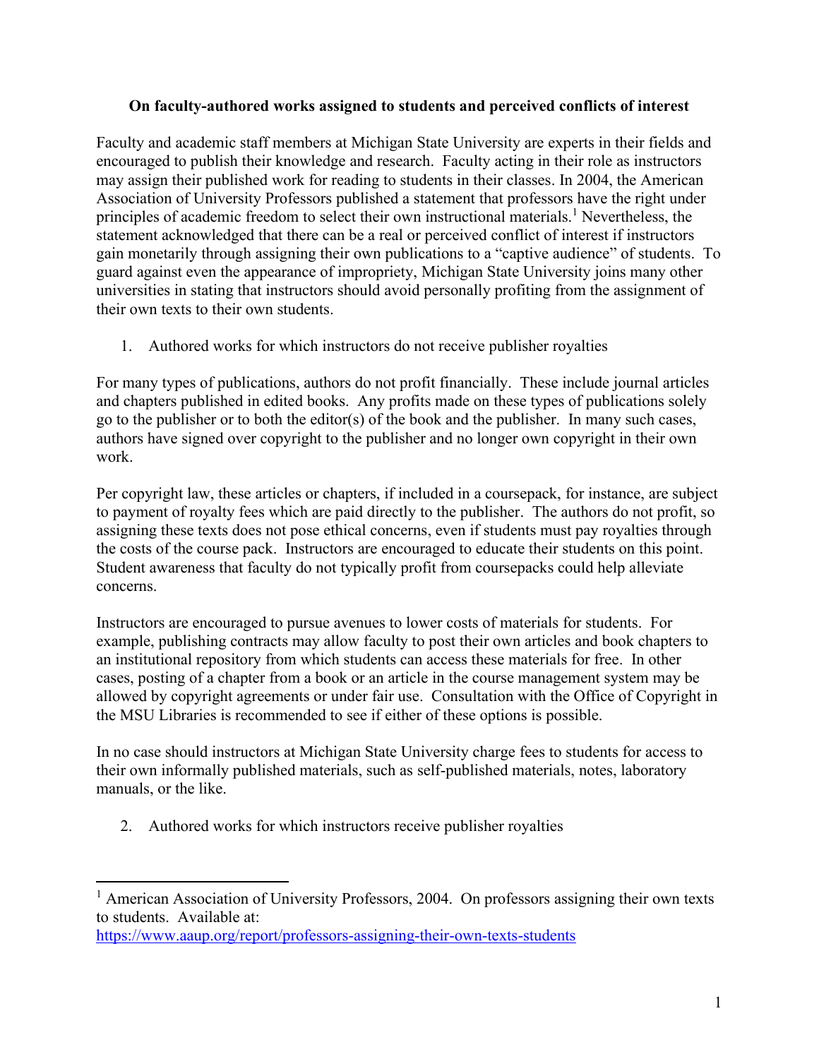**On faculty-authored works assigned to students and perceived conflicts of interest**

Faculty and academic staff members at Michigan State University are experts in their fields and encouraged to publish their knowledge and research. Faculty acting in their role as instructors may assign their published work for reading to students in their classes. In 2004, the American Association of University Professors published a statement that professors have the right under principles of academic freedom to select their own instructional materials.[1] Nevertheless, the statement acknowledged that there can be a real or perceived conflict of interest if instructors gain monetarily through assigning their own publications to a "captive audience" of students. To guard against even the appearance of impropriety, Michigan State University joins many other universities in stating that instructors should avoid personally profiting from the assignment of their own texts to their own students.

1. Authored works for which instructors do not receive publisher royalties

For many types of publications, authors do not profit financially. These include journal articles and chapters published in edited books. Any profits made on these types of publications solely go to the publisher or to both the editor(s) of the book and the publisher. In many such cases, authors have signed over copyright to the publisher and no longer own copyright in their own work.

Per copyright law, these articles or chapters, if included in a coursepack, for instance, are subject to payment of royalty fees which are paid directly to the publisher. The authors do not profit, so assigning these texts does not pose ethical concerns, even if students must pay royalties through the costs of the course pack. Instructors are encouraged to educate their students on this point. Student awareness that faculty do not typically profit from coursepacks could help alleviate concerns.

Instructors are encouraged to pursue avenues to lower costs of materials for students. For example, publishing contracts may allow faculty to post their own articles and book chapters to an institutional repository from which students can access these materials for free. In other cases, posting of a chapter from a book or an article in the course management system may be allowed by copyright agreements or under fair use. Consultation with the Office of Copyright in the MSU Libraries is recommended to see if either of these options is possible.

In no case should instructors at Michigan State University charge fees to students for access to their own informally published materials, such as self-published materials, notes, laboratory manuals, or the like.

2. Authored works for which instructors receive publisher royalties

[1] American Association of University Professors, 2004. On professors assigning their own texts to students. Available at: https://www.aaup.org/report/professors-assigning-their-own-texts-students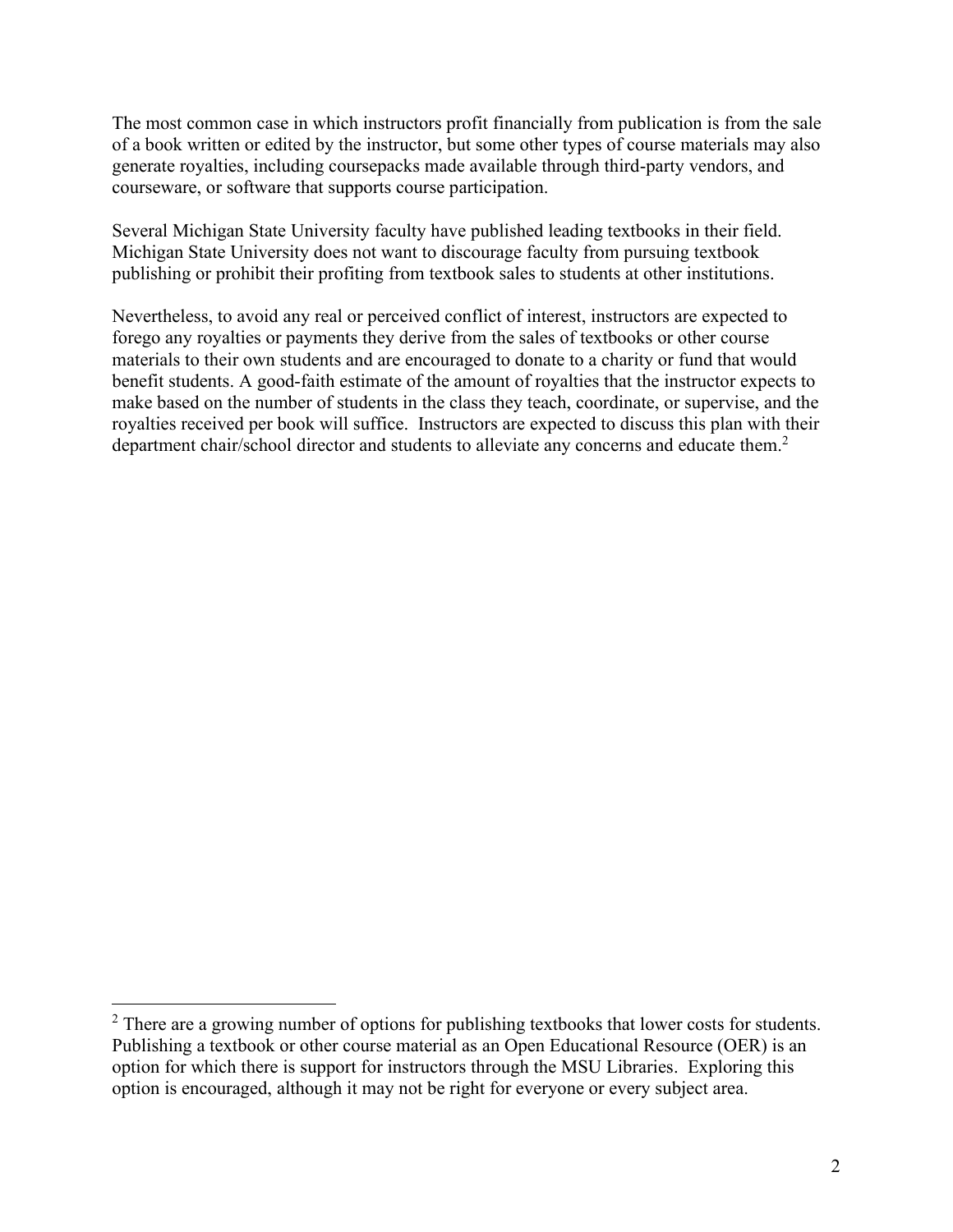The most common case in which instructors profit financially from publication is from the sale of a book written or edited by the instructor, but some other types of course materials may also generate royalties, including coursepacks made available through third-party vendors, and courseware, or software that supports course participation.

Several Michigan State University faculty have published leading textbooks in their field. Michigan State University does not want to discourage faculty from pursuing textbook publishing or prohibit their profiting from textbook sales to students at other institutions.

Nevertheless, to avoid any real or perceived conflict of interest, instructors are expected to forego any royalties or payments they derive from the sales of textbooks or other course materials to their own students and are encouraged to donate to a charity or fund that would benefit students. A good-faith estimate of the amount of royalties that the instructor expects to make based on the number of students in the class they teach, coordinate, or supervise, and the royalties received per book will suffice. Instructors are expected to discuss this plan with their department chair/school director and students to alleviate any concerns and educate them.[2]

---

[2] There are a growing number of options for publishing textbooks that lower costs for students. Publishing a textbook or other course material as an Open Educational Resource (OER) is an option for which there is support for instructors through the MSU Libraries. Exploring this option is encouraged, although it may not be right for everyone or every subject area.